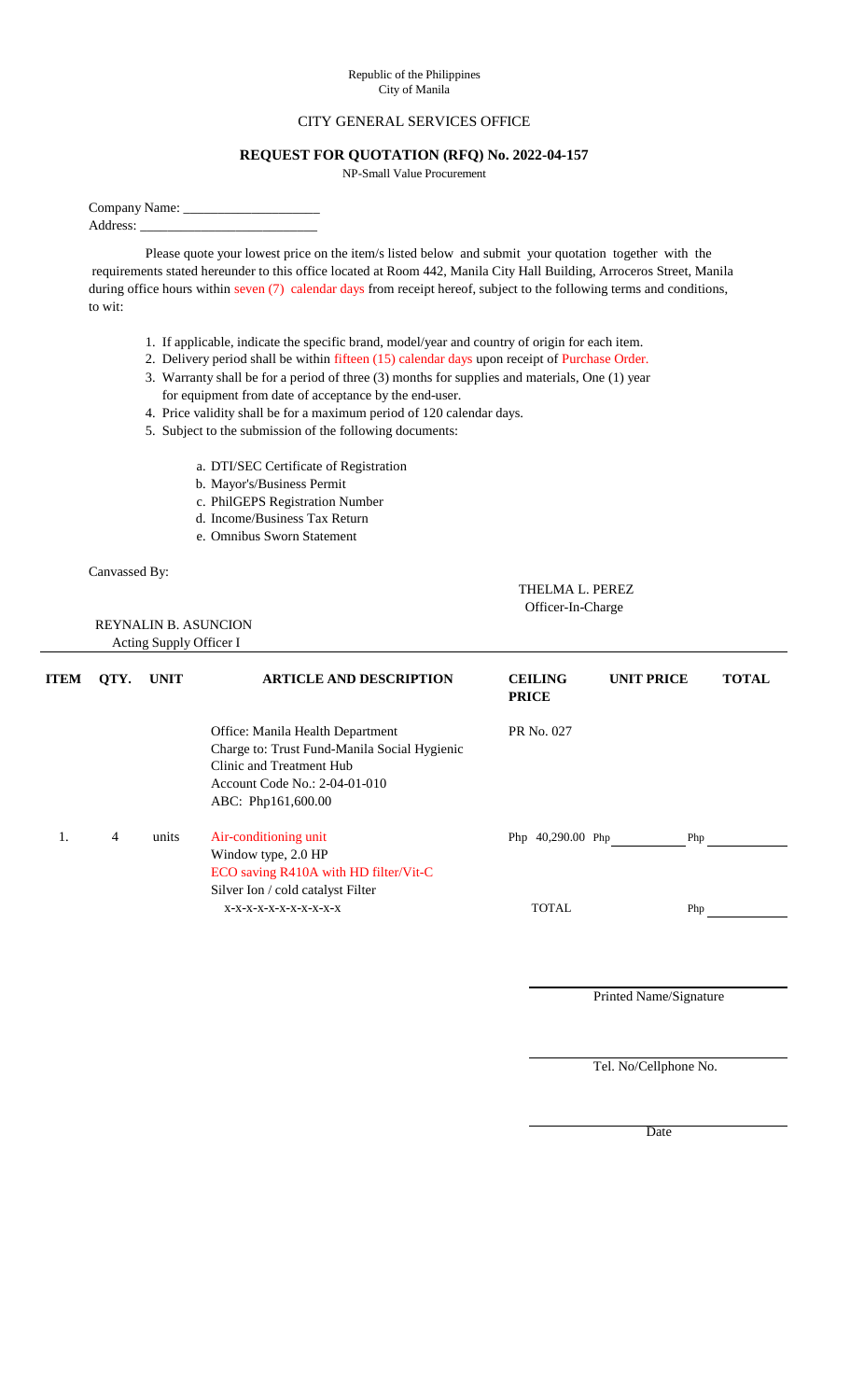Republic of the Philippines
City of Manila

CITY GENERAL SERVICES OFFICE

**REQUEST FOR QUOTATION (RFQ) No. 2022-04-157**

NP-Small Value Procurement

Company Name: ____________________
Address: __________________________

Please quote your lowest price on the item/s listed below and submit your quotation together with the requirements stated hereunder to this office located at Room 442, Manila City Hall Building, Arroceros Street, Manila during office hours within seven (7) calendar days from receipt hereof, subject to the following terms and conditions, to wit:

1. If applicable, indicate the specific brand, model/year and country of origin for each item.
2. Delivery period shall be within fifteen (15) calendar days upon receipt of Purchase Order.
3. Warranty shall be for a period of three (3) months for supplies and materials, One (1) year for equipment from date of acceptance by the end-user.
4. Price validity shall be for a maximum period of 120 calendar days.
5. Subject to the submission of the following documents:

   a. DTI/SEC Certificate of Registration
   b. Mayor's/Business Permit
   c. PhilGEPS Registration Number
   d. Income/Business Tax Return
   e. Omnibus Sworn Statement

Canvassed By:

THELMA L. PEREZ
Officer-In-Charge

REYNALIN B. ASUNCION
Acting Supply Officer I

| ITEM | QTY. | UNIT | ARTICLE AND DESCRIPTION | CEILING PRICE | UNIT PRICE | TOTAL |
|---|---|---|---|---|---|---|
| | | | Office: Manila Health Department<br>Charge to: Trust Fund-Manila Social Hygienic Clinic and Treatment Hub<br>Account Code No.: 2-04-01-010<br>ABC: Php161,600.00 | PR No. 027 | | |
| 1. | 4 | units | Air-conditioning unit<br>Window type, 2.0 HP<br>ECO saving R410A with HD filter/Vit-C<br>Silver Ion / cold catalyst Filter<br>x-x-x-x-x-x-x-x-x-x | Php 40,290.00 | Php ________ | Php ________ |
| | | | | TOTAL | | Php ________ |

______________________
Printed Name/Signature

______________________
Tel. No/Cellphone No.

______________________
Date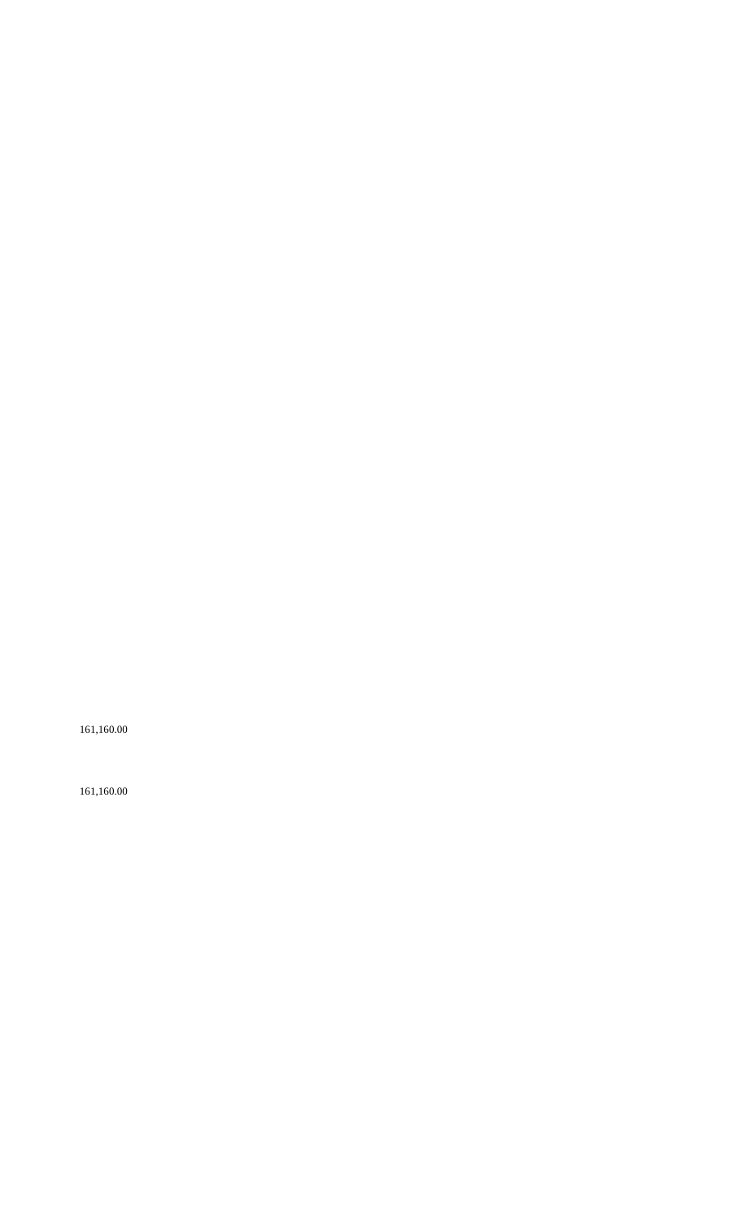161,160.00

161,160.00